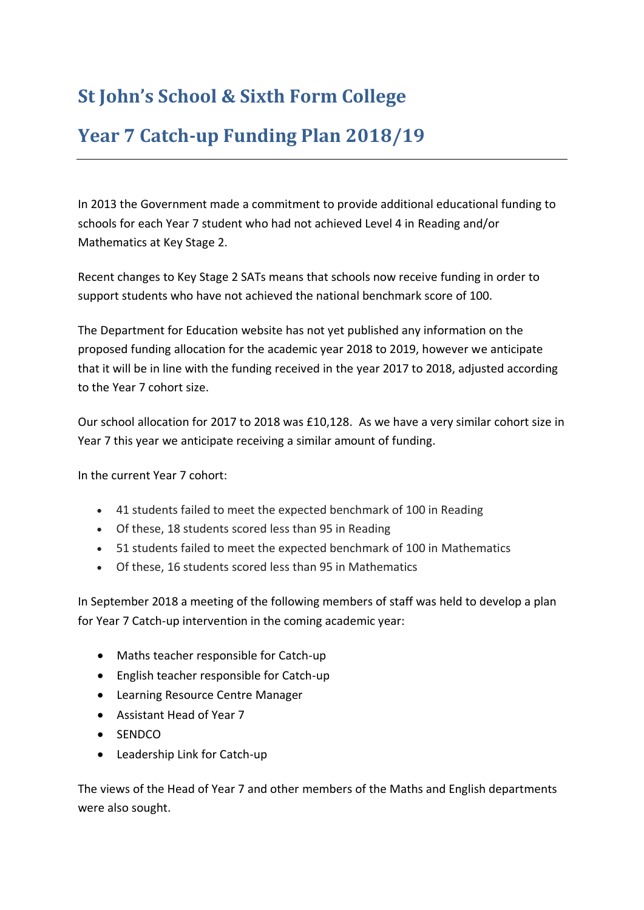# St John's School & Sixth Form College

# Year 7 Catch-up Funding Plan 2018/19

---

In 2013 the Government made a commitment to provide additional educational funding to schools for each Year 7 student who had not achieved Level 4 in Reading and/or Mathematics at Key Stage 2.

Recent changes to Key Stage 2 SATs means that schools now receive funding in order to support students who have not achieved the national benchmark score of 100.

The Department for Education website has not yet published any information on the proposed funding allocation for the academic year 2018 to 2019, however we anticipate that it will be in line with the funding received in the year 2017 to 2018, adjusted according to the Year 7 cohort size.

Our school allocation for 2017 to 2018 was £10,128. As we have a very similar cohort size in Year 7 this year we anticipate receiving a similar amount of funding.

In the current Year 7 cohort:

- 41 students failed to meet the expected benchmark of 100 in Reading
- Of these, 18 students scored less than 95 in Reading
- 51 students failed to meet the expected benchmark of 100 in Mathematics
- Of these, 16 students scored less than 95 in Mathematics

In September 2018 a meeting of the following members of staff was held to develop a plan for Year 7 Catch-up intervention in the coming academic year:

- Maths teacher responsible for Catch-up
- English teacher responsible for Catch-up
- Learning Resource Centre Manager
- Assistant Head of Year 7
- SENDCO
- Leadership Link for Catch-up

The views of the Head of Year 7 and other members of the Maths and English departments were also sought.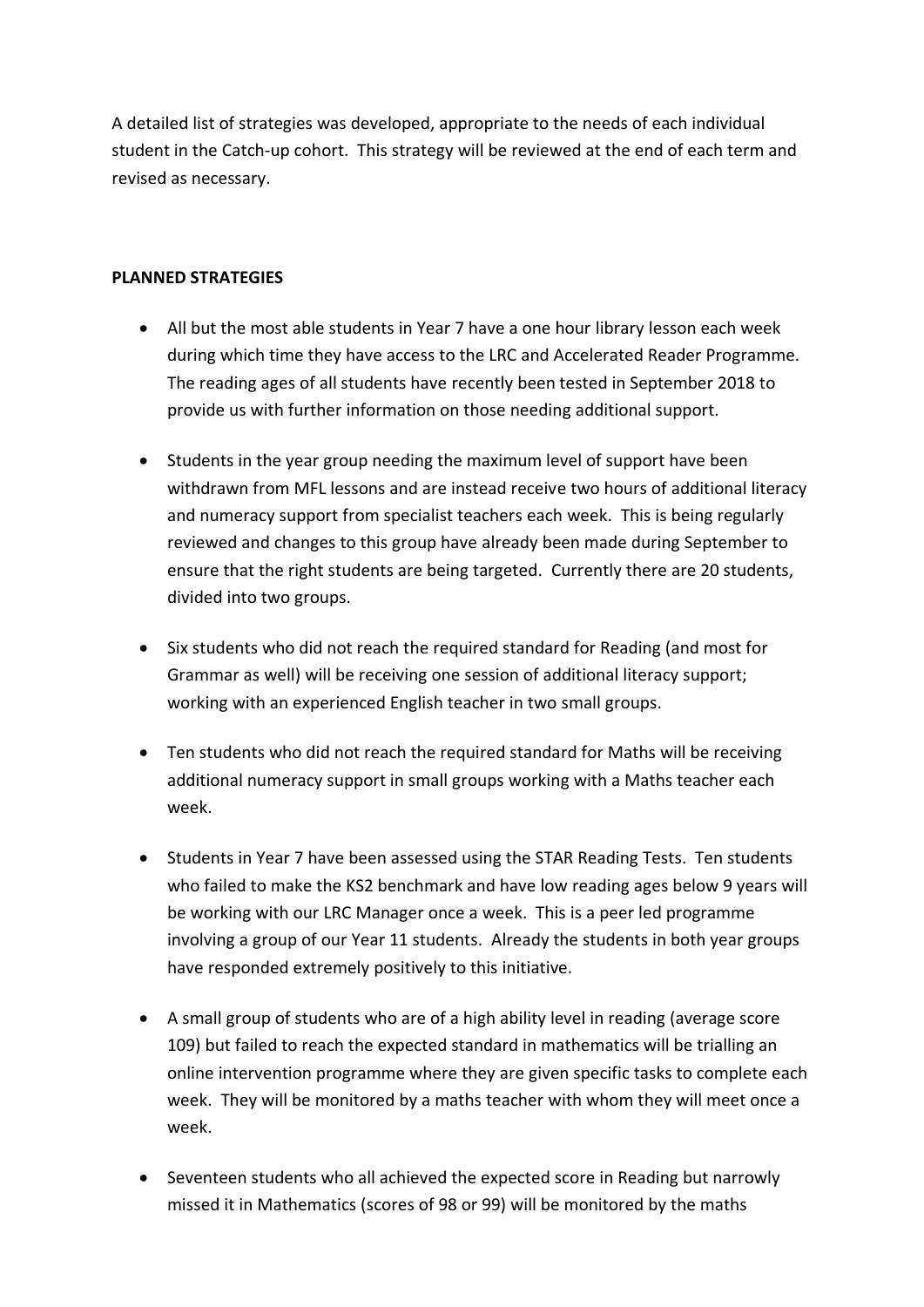A detailed list of strategies was developed, appropriate to the needs of each individual student in the Catch-up cohort. This strategy will be reviewed at the end of each term and revised as necessary.

**PLANNED STRATEGIES**

- All but the most able students in Year 7 have a one hour library lesson each week during which time they have access to the LRC and Accelerated Reader Programme. The reading ages of all students have recently been tested in September 2018 to provide us with further information on those needing additional support.
- Students in the year group needing the maximum level of support have been withdrawn from MFL lessons and are instead receive two hours of additional literacy and numeracy support from specialist teachers each week. This is being regularly reviewed and changes to this group have already been made during September to ensure that the right students are being targeted. Currently there are 20 students, divided into two groups.
- Six students who did not reach the required standard for Reading (and most for Grammar as well) will be receiving one session of additional literacy support; working with an experienced English teacher in two small groups.
- Ten students who did not reach the required standard for Maths will be receiving additional numeracy support in small groups working with a Maths teacher each week.
- Students in Year 7 have been assessed using the STAR Reading Tests. Ten students who failed to make the KS2 benchmark and have low reading ages below 9 years will be working with our LRC Manager once a week. This is a peer led programme involving a group of our Year 11 students. Already the students in both year groups have responded extremely positively to this initiative.
- A small group of students who are of a high ability level in reading (average score 109) but failed to reach the expected standard in mathematics will be trialling an online intervention programme where they are given specific tasks to complete each week. They will be monitored by a maths teacher with whom they will meet once a week.
- Seventeen students who all achieved the expected score in Reading but narrowly missed it in Mathematics (scores of 98 or 99) will be monitored by the maths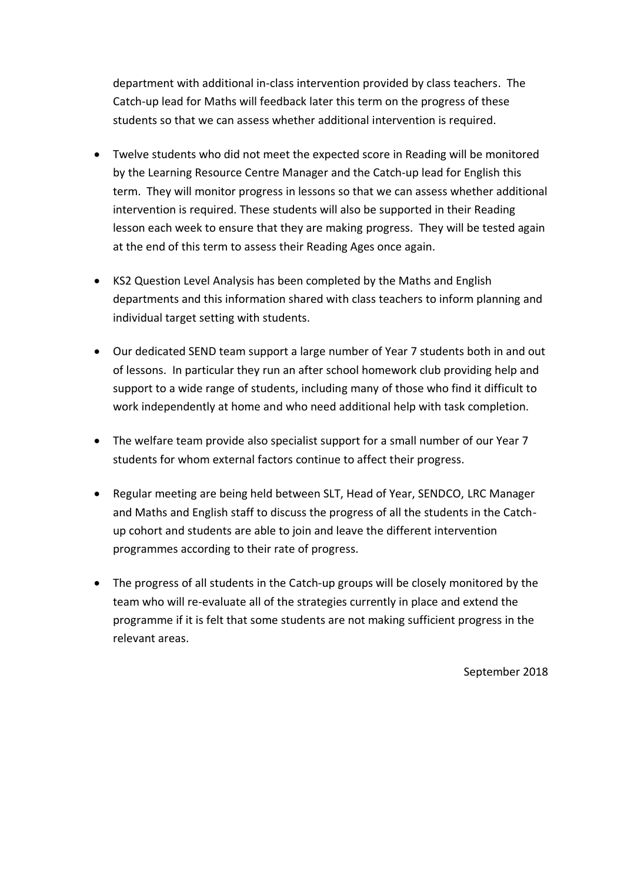department with additional in-class intervention provided by class teachers. The Catch-up lead for Maths will feedback later this term on the progress of these students so that we can assess whether additional intervention is required.

- Twelve students who did not meet the expected score in Reading will be monitored by the Learning Resource Centre Manager and the Catch-up lead for English this term. They will monitor progress in lessons so that we can assess whether additional intervention is required. These students will also be supported in their Reading lesson each week to ensure that they are making progress. They will be tested again at the end of this term to assess their Reading Ages once again.

- KS2 Question Level Analysis has been completed by the Maths and English departments and this information shared with class teachers to inform planning and individual target setting with students.

- Our dedicated SEND team support a large number of Year 7 students both in and out of lessons. In particular they run an after school homework club providing help and support to a wide range of students, including many of those who find it difficult to work independently at home and who need additional help with task completion.

- The welfare team provide also specialist support for a small number of our Year 7 students for whom external factors continue to affect their progress.

- Regular meeting are being held between SLT, Head of Year, SENDCO, LRC Manager and Maths and English staff to discuss the progress of all the students in the Catch-up cohort and students are able to join and leave the different intervention programmes according to their rate of progress.

- The progress of all students in the Catch-up groups will be closely monitored by the team who will re-evaluate all of the strategies currently in place and extend the programme if it is felt that some students are not making sufficient progress in the relevant areas.

September 2018